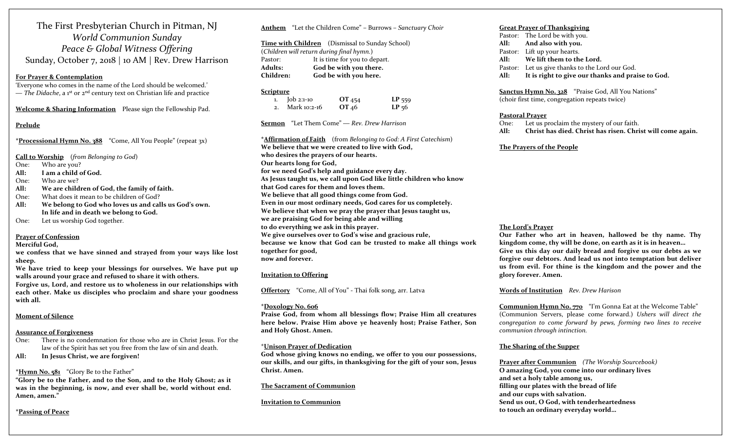# The First Presbyterian Church in Pitman, NJ

## *World Communion Sunday*

## *Peace & Global Witness Offering*

Sunday, October 7, 2018 | 10 AM | Rev. Drew Harrison

**For Prayer & Contemplation**

'Everyone who comes in the name of the Lord should be welcomed.'
— *The Didache*, a 1st or 2nd century text on Christian life and practice

**Welcome & Sharing Information** Please sign the Fellowship Pad.

**Prelude**

*__Processional Hymn No. 388__ "Come, All You People" (repeat 3x)

**Call to Worship** (*from Belonging to God*)

One: Who are you?
**All: I am a child of God.**
One: Who are we?
**All: We are children of God, the family of faith.**
One: What does it mean to be children of God?
**All: We belong to God who loves us and calls us God's own. In life and in death we belong to God.**
One: Let us worship God together.

**Prayer of Confession**

**Merciful God,**
**we confess that we have sinned and strayed from your ways like lost sheep.**
**We have tried to keep your blessings for ourselves. We have put up walls around your grace and refused to share it with others.**
**Forgive us, Lord, and restore us to wholeness in our relationships with each other. Make us disciples who proclaim and share your goodness with all.**

**Moment of Silence**

**Assurance of Forgiveness**

One: There is no condemnation for those who are in Christ Jesus. For the law of the Spirit has set you free from the law of sin and death.
**All: In Jesus Christ, we are forgiven!**

*__Hymn No. 581__ "Glory Be to the Father"
**"Glory be to the Father, and to the Son, and to the Holy Ghost; as it was in the beginning, is now, and ever shall be, world without end. Amen, amen."**

*__Passing of Peace__

**Anthem** "Let the Children Come" – Burrows – *Sanctuary Choir*

**Time with Children** (Dismissal to Sunday School)
(*Children will return during final hymn.*)
Pastor: It is time for you to depart.
**Adults: God be with you there.**
**Children: God be with you here.**

**Scripture**

| | | | |
|---|---|---|---|
| 1. | Job 2:1-10 | **OT** 454 | **LP** 559 |
| 2. | Mark 10:2-16 | **OT** 46 | **LP** 56 |

**Sermon** "Let Them Come" — *Rev. Drew Harrison*

*__Affirmation of Faith__ (from *Belonging to God: A First Catechism*)
**We believe that we were created to live with God,**
**who desires the prayers of our hearts.**
**Our hearts long for God,**
**for we need God's help and guidance every day.**
**As Jesus taught us, we call upon God like little children who know that God cares for them and loves them.**
**We believe that all good things come from God.**
**Even in our most ordinary needs, God cares for us completely.**
**We believe that when we pray the prayer that Jesus taught us,**
**we are praising God for being able and willing**
**to do everything we ask in this prayer.**
**We give ourselves over to God's wise and gracious rule,**
**because we know that God can be trusted to make all things work together for good,**
**now and forever.**

**Invitation to Offering**

**Offertory** "Come, All of You" - Thai folk song, arr. Latva

*__Doxology No. 606__
**Praise God, from whom all blessings flow; Praise Him all creatures here below. Praise Him above ye heavenly host; Praise Father, Son and Holy Ghost. Amen.**

*__Unison Prayer of Dedication__
**God whose giving knows no ending, we offer to you our possessions, our skills, and our gifts, in thanksgiving for the gift of your son, Jesus Christ. Amen.**

**The Sacrament of Communion**

**Invitation to Communion**

**Great Prayer of Thanksgiving**

Pastor: The Lord be with you.
**All: And also with you.**
Pastor: Lift up your hearts.
**All: We lift them to the Lord.**
Pastor: Let us give thanks to the Lord our God.
**All: It is right to give our thanks and praise to God.**

**Sanctus Hymn No. 328** "Praise God, All You Nations"
(choir first time, congregation repeats twice)

**Pastoral Prayer**

One: Let us proclaim the mystery of our faith.
**All: Christ has died. Christ has risen. Christ will come again.**

**The Prayers of the People**

**The Lord's Prayer**

**Our Father who art in heaven, hallowed be thy name. Thy kingdom come, thy will be done, on earth as it is in heaven… Give us this day our daily bread and forgive us our debts as we forgive our debtors. And lead us not into temptation but deliver us from evil. For thine is the kingdom and the power and the glory forever. Amen.**

**Words of Institution** *Rev. Drew Harison*

**Communion Hymn No. 770** "I'm Gonna Eat at the Welcome Table" (Communion Servers, please come forward.) *Ushers will direct the congregation to come forward by pews, forming two lines to receive communion through intinction.*

**The Sharing of the Supper**

**Prayer after Communion** *(The Worship Sourcebook)*
**O amazing God, you come into our ordinary lives**
**and set a holy table among us,**
**filling our plates with the bread of life**
**and our cups with salvation.**
**Send us out, O God, with tenderheartedness**
**to touch an ordinary everyday world…**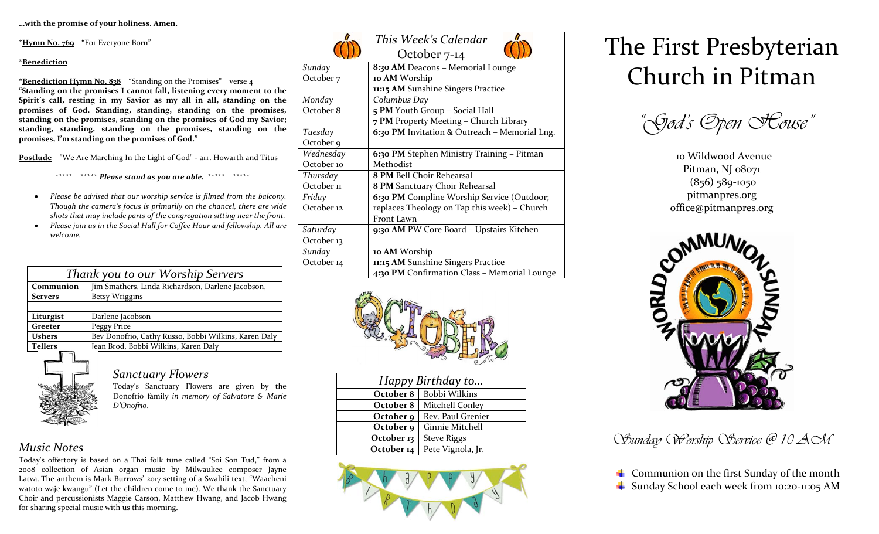…with the promise of your holiness. Amen.

*Hymn No. 769 "For Everyone Born"

*Benediction

*Benediction Hymn No. 838 "Standing on the Promises" verse 4
**"Standing on the promises I cannot fall, listening every moment to the Spirit's call, resting in my Savior as my all in all, standing on the promises of God. Standing, standing, standing on the promises, standing on the promises, standing on the promises of God my Savior; standing, standing, standing on the promises, standing on the promises, I'm standing on the promises of God."**

**Postlude** "We Are Marching In the Light of God" - arr. Howarth and Titus

***** ***** *Please stand as you are able.* ***** *****

- *Please be advised that our worship service is filmed from the balcony. Though the camera's focus is primarily on the chancel, there are wide shots that may include parts of the congregation sitting near the front.*
- *Please join us in the Social Hall for Coffee Hour and fellowship. All are welcome.*

| *Thank you to our Worship Servers* | |
|---|---|
| **Communion Servers** | Jim Smathers, Linda Richardson, Darlene Jacobson, Betsy Wriggins |
| | |
| **Liturgist** | Darlene Jacobson |
| **Greeter** | Peggy Price |
| **Ushers** | Bev Donofrio, Cathy Russo, Bobbi Wilkins, Karen Daly |
| **Tellers** | Jean Brod, Bobbi Wilkins, Karen Daly |

## *Sanctuary Flowers*

Today's Sanctuary Flowers are given by the Donofrio family *in memory of Salvatore & Marie D'Onofrio*.

## *Music Notes*

Today's offertory is based on a Thai folk tune called "Soi Son Tud," from a 2008 collection of Asian organ music by Milwaukee composer Jayne Latva. The anthem is Mark Burrows' 2017 setting of a Swahili text, "Waacheni watoto waje kwangu" (Let the children come to me). We thank the Sanctuary Choir and percussionists Maggie Carson, Matthew Hwang, and Jacob Hwang for sharing special music with us this morning.

| *This Week's Calendar* October 7-14 | |
|---|---|
| *Sunday* October 7 | **8:30 AM** Deacons – Memorial Lounge<br>**10 AM** Worship<br>**11:15 AM** Sunshine Singers Practice |
| *Monday* October 8 | *Columbus Day*<br>**5 PM** Youth Group – Social Hall<br>**7 PM** Property Meeting – Church Library |
| *Tuesday* October 9 | **6:30 PM** Invitation & Outreach – Memorial Lng. |
| *Wednesday* October 10 | **6:30 PM** Stephen Ministry Training – Pitman Methodist |
| *Thursday* October 11 | **8 PM** Bell Choir Rehearsal<br>**8 PM** Sanctuary Choir Rehearsal |
| *Friday* October 12 | **6:30 PM** Compline Worship Service (Outdoor; replaces Theology on Tap this week) – Church Front Lawn |
| *Saturday* October 13 | **9:30 AM** PW Core Board – Upstairs Kitchen |
| *Sunday* October 14 | **10 AM** Worship<br>**11:15 AM** Sunshine Singers Practice<br>**4:30 PM** Confirmation Class – Memorial Lounge |

| *Happy Birthday to…* | |
|---|---|
| **October 8** | Bobbi Wilkins |
| **October 8** | Mitchell Conley |
| **October 9** | Rev. Paul Grenier |
| **October 9** | Ginnie Mitchell |
| **October 13** | Steve Riggs |
| **October 14** | Pete Vignola, Jr. |

# The First Presbyterian Church in Pitman

*"God's Open House"*

10 Wildwood Avenue
Pitman, NJ 08071
(856) 589-1050
pitmanpres.org
office@pitmanpres.org

*Sunday Worship Service @ 10 AM*

- Communion on the first Sunday of the month
- Sunday School each week from 10:20-11:05 AM